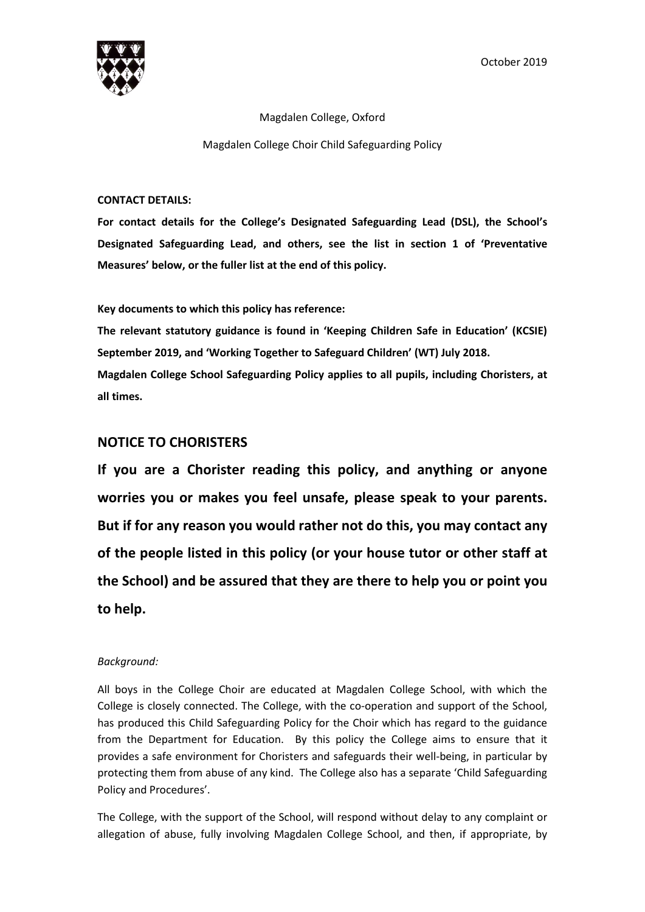October 2019

Magdalen College, Oxford

Magdalen College Choir Child Safeguarding Policy

**CONTACT DETAILS:**

**For contact details for the College's Designated Safeguarding Lead (DSL), the School's Designated Safeguarding Lead, and others, see the list in section 1 of 'Preventative Measures' below, or the fuller list at the end of this policy.**

**Key documents to which this policy has reference:**

**The relevant statutory guidance is found in 'Keeping Children Safe in Education' (KCSIE) September 2019, and 'Working Together to Safeguard Children' (WT) July 2018.**

**Magdalen College School Safeguarding Policy applies to all pupils, including Choristers, at all times.**

## NOTICE TO CHORISTERS

**If you are a Chorister reading this policy, and anything or anyone worries you or makes you feel unsafe, please speak to your parents. But if for any reason you would rather not do this, you may contact any of the people listed in this policy (or your house tutor or other staff at the School) and be assured that they are there to help you or point you to help.**

*Background:*

All boys in the College Choir are educated at Magdalen College School, with which the College is closely connected. The College, with the co-operation and support of the School, has produced this Child Safeguarding Policy for the Choir which has regard to the guidance from the Department for Education. By this policy the College aims to ensure that it provides a safe environment for Choristers and safeguards their well-being, in particular by protecting them from abuse of any kind. The College also has a separate 'Child Safeguarding Policy and Procedures'.

The College, with the support of the School, will respond without delay to any complaint or allegation of abuse, fully involving Magdalen College School, and then, if appropriate, by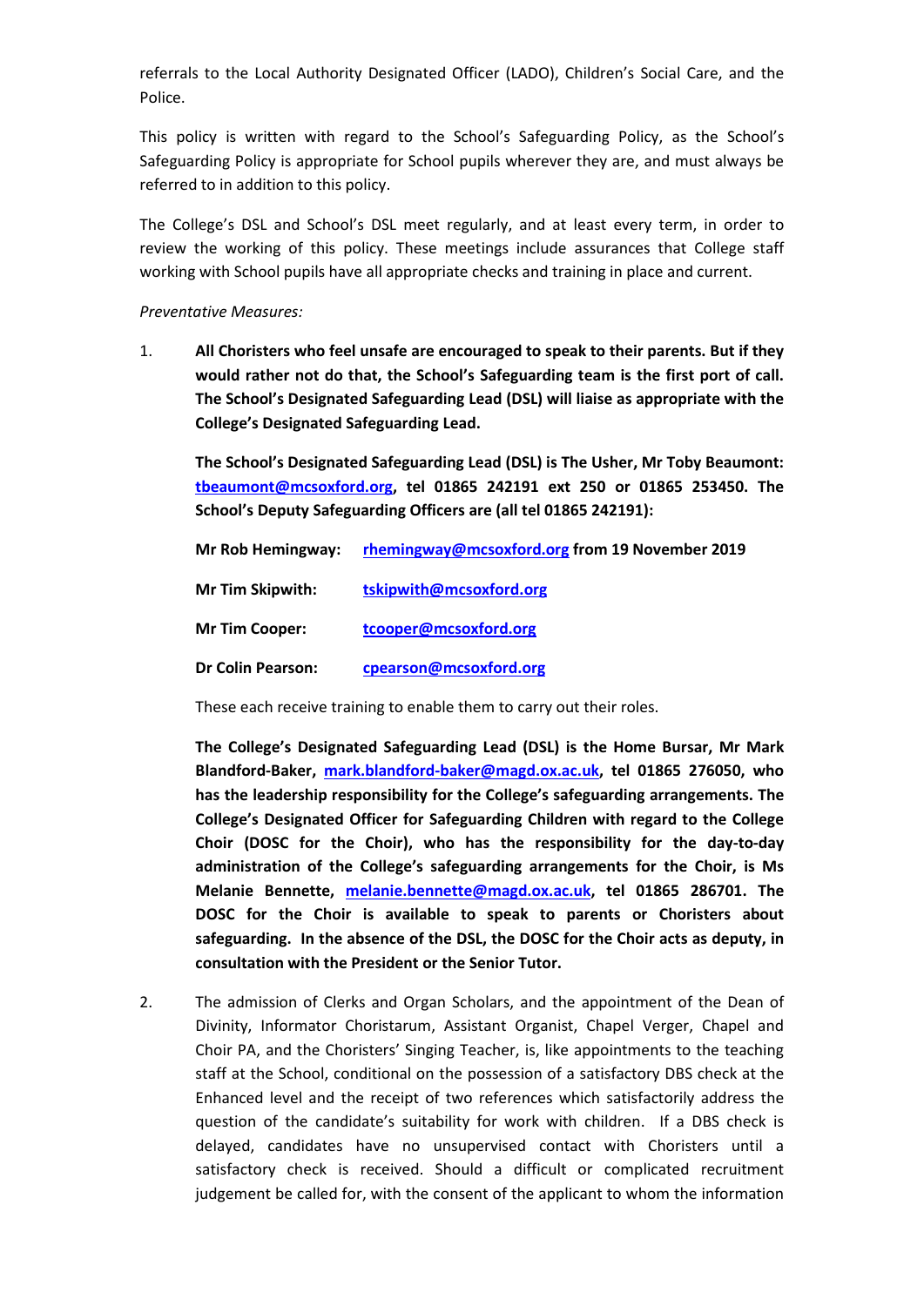referrals to the Local Authority Designated Officer (LADO), Children's Social Care, and the Police.

This policy is written with regard to the School's Safeguarding Policy, as the School's Safeguarding Policy is appropriate for School pupils wherever they are, and must always be referred to in addition to this policy.

The College's DSL and School's DSL meet regularly, and at least every term, in order to review the working of this policy. These meetings include assurances that College staff working with School pupils have all appropriate checks and training in place and current.

*Preventative Measures:*

1. **All Choristers who feel unsafe are encouraged to speak to their parents. But if they would rather not do that, the School's Safeguarding team is the first port of call. The School's Designated Safeguarding Lead (DSL) will liaise as appropriate with the College's Designated Safeguarding Lead.**

   **The School's Designated Safeguarding Lead (DSL) is The Usher, Mr Toby Beaumont: tbeaumont@mcsoxford.org, tel 01865 242191 ext 250 or 01865 253450. The School's Deputy Safeguarding Officers are (all tel 01865 242191):**

   **Mr Rob Hemingway:** rhemingway@mcsoxford.org **from 19 November 2019**

   **Mr Tim Skipwith:** tskipwith@mcsoxford.org

   **Mr Tim Cooper:** tcooper@mcsoxford.org

   **Dr Colin Pearson:** cpearson@mcsoxford.org

   These each receive training to enable them to carry out their roles.

   **The College's Designated Safeguarding Lead (DSL) is the Home Bursar, Mr Mark Blandford-Baker, mark.blandford-baker@magd.ox.ac.uk, tel 01865 276050, who has the leadership responsibility for the College's safeguarding arrangements. The College's Designated Officer for Safeguarding Children with regard to the College Choir (DOSC for the Choir), who has the responsibility for the day-to-day administration of the College's safeguarding arrangements for the Choir, is Ms Melanie Bennette, melanie.bennette@magd.ox.ac.uk, tel 01865 286701. The DOSC for the Choir is available to speak to parents or Choristers about safeguarding. In the absence of the DSL, the DOSC for the Choir acts as deputy, in consultation with the President or the Senior Tutor.**

2. The admission of Clerks and Organ Scholars, and the appointment of the Dean of Divinity, Informator Choristarum, Assistant Organist, Chapel Verger, Chapel and Choir PA, and the Choristers' Singing Teacher, is, like appointments to the teaching staff at the School, conditional on the possession of a satisfactory DBS check at the Enhanced level and the receipt of two references which satisfactorily address the question of the candidate's suitability for work with children. If a DBS check is delayed, candidates have no unsupervised contact with Choristers until a satisfactory check is received. Should a difficult or complicated recruitment judgement be called for, with the consent of the applicant to whom the information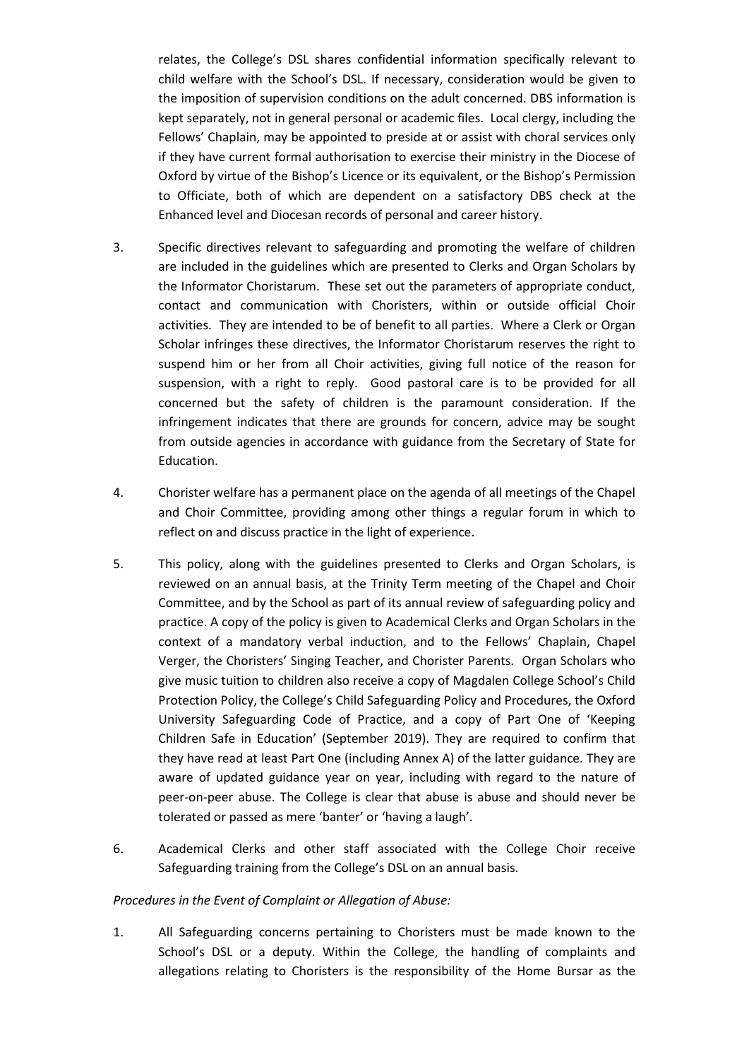relates, the College's DSL shares confidential information specifically relevant to child welfare with the School's DSL. If necessary, consideration would be given to the imposition of supervision conditions on the adult concerned. DBS information is kept separately, not in general personal or academic files. Local clergy, including the Fellows' Chaplain, may be appointed to preside at or assist with choral services only if they have current formal authorisation to exercise their ministry in the Diocese of Oxford by virtue of the Bishop's Licence or its equivalent, or the Bishop's Permission to Officiate, both of which are dependent on a satisfactory DBS check at the Enhanced level and Diocesan records of personal and career history.

3. Specific directives relevant to safeguarding and promoting the welfare of children are included in the guidelines which are presented to Clerks and Organ Scholars by the Informator Choristarum. These set out the parameters of appropriate conduct, contact and communication with Choristers, within or outside official Choir activities. They are intended to be of benefit to all parties. Where a Clerk or Organ Scholar infringes these directives, the Informator Choristarum reserves the right to suspend him or her from all Choir activities, giving full notice of the reason for suspension, with a right to reply. Good pastoral care is to be provided for all concerned but the safety of children is the paramount consideration. If the infringement indicates that there are grounds for concern, advice may be sought from outside agencies in accordance with guidance from the Secretary of State for Education.

4. Chorister welfare has a permanent place on the agenda of all meetings of the Chapel and Choir Committee, providing among other things a regular forum in which to reflect on and discuss practice in the light of experience.

5. This policy, along with the guidelines presented to Clerks and Organ Scholars, is reviewed on an annual basis, at the Trinity Term meeting of the Chapel and Choir Committee, and by the School as part of its annual review of safeguarding policy and practice. A copy of the policy is given to Academical Clerks and Organ Scholars in the context of a mandatory verbal induction, and to the Fellows' Chaplain, Chapel Verger, the Choristers' Singing Teacher, and Chorister Parents. Organ Scholars who give music tuition to children also receive a copy of Magdalen College School's Child Protection Policy, the College's Child Safeguarding Policy and Procedures, the Oxford University Safeguarding Code of Practice, and a copy of Part One of 'Keeping Children Safe in Education' (September 2019). They are required to confirm that they have read at least Part One (including Annex A) of the latter guidance. They are aware of updated guidance year on year, including with regard to the nature of peer-on-peer abuse. The College is clear that abuse is abuse and should never be tolerated or passed as mere 'banter' or 'having a laugh'.

6. Academical Clerks and other staff associated with the College Choir receive Safeguarding training from the College's DSL on an annual basis.

*Procedures in the Event of Complaint or Allegation of Abuse:*

1. All Safeguarding concerns pertaining to Choristers must be made known to the School's DSL or a deputy. Within the College, the handling of complaints and allegations relating to Choristers is the responsibility of the Home Bursar as the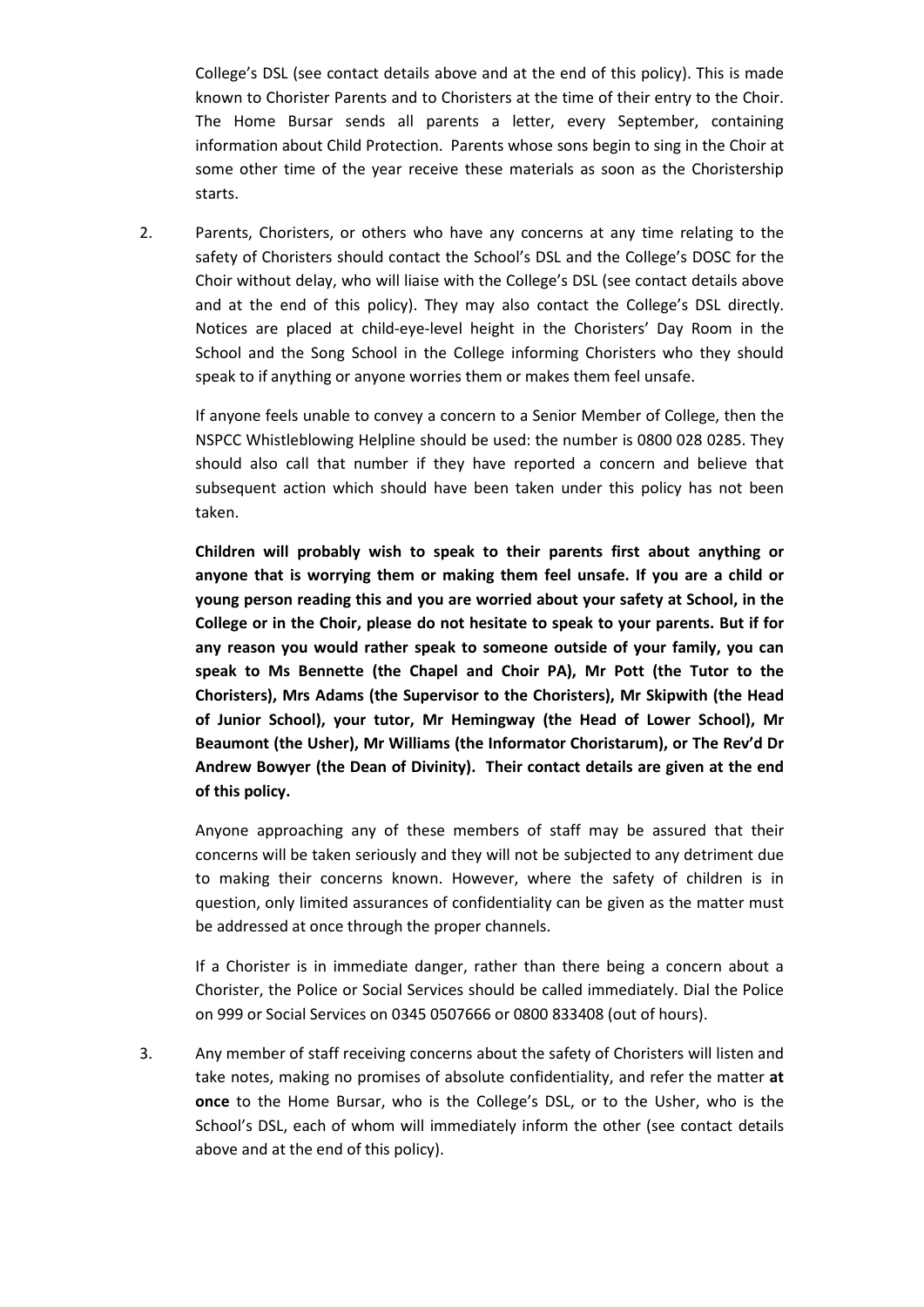College's DSL (see contact details above and at the end of this policy). This is made known to Chorister Parents and to Choristers at the time of their entry to the Choir. The Home Bursar sends all parents a letter, every September, containing information about Child Protection. Parents whose sons begin to sing in the Choir at some other time of the year receive these materials as soon as the Choristership starts.

2. Parents, Choristers, or others who have any concerns at any time relating to the safety of Choristers should contact the School's DSL and the College's DOSC for the Choir without delay, who will liaise with the College's DSL (see contact details above and at the end of this policy). They may also contact the College's DSL directly. Notices are placed at child-eye-level height in the Choristers' Day Room in the School and the Song School in the College informing Choristers who they should speak to if anything or anyone worries them or makes them feel unsafe.

   If anyone feels unable to convey a concern to a Senior Member of College, then the NSPCC Whistleblowing Helpline should be used: the number is 0800 028 0285. They should also call that number if they have reported a concern and believe that subsequent action which should have been taken under this policy has not been taken.

   **Children will probably wish to speak to their parents first about anything or anyone that is worrying them or making them feel unsafe. If you are a child or young person reading this and you are worried about your safety at School, in the College or in the Choir, please do not hesitate to speak to your parents. But if for any reason you would rather speak to someone outside of your family, you can speak to Ms Bennette (the Chapel and Choir PA), Mr Pott (the Tutor to the Choristers), Mrs Adams (the Supervisor to the Choristers), Mr Skipwith (the Head of Junior School), your tutor, Mr Hemingway (the Head of Lower School), Mr Beaumont (the Usher), Mr Williams (the Informator Choristarum), or The Rev'd Dr Andrew Bowyer (the Dean of Divinity). Their contact details are given at the end of this policy.**

   Anyone approaching any of these members of staff may be assured that their concerns will be taken seriously and they will not be subjected to any detriment due to making their concerns known. However, where the safety of children is in question, only limited assurances of confidentiality can be given as the matter must be addressed at once through the proper channels.

   If a Chorister is in immediate danger, rather than there being a concern about a Chorister, the Police or Social Services should be called immediately. Dial the Police on 999 or Social Services on 0345 0507666 or 0800 833408 (out of hours).

3. Any member of staff receiving concerns about the safety of Choristers will listen and take notes, making no promises of absolute confidentiality, and refer the matter **at once** to the Home Bursar, who is the College's DSL, or to the Usher, who is the School's DSL, each of whom will immediately inform the other (see contact details above and at the end of this policy).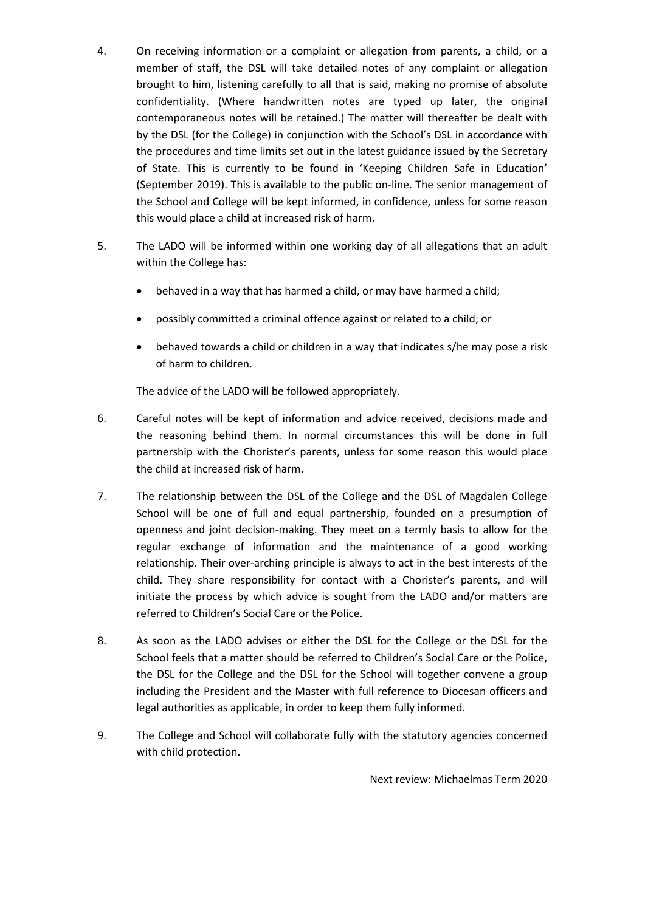4. On receiving information or a complaint or allegation from parents, a child, or a member of staff, the DSL will take detailed notes of any complaint or allegation brought to him, listening carefully to all that is said, making no promise of absolute confidentiality. (Where handwritten notes are typed up later, the original contemporaneous notes will be retained.) The matter will thereafter be dealt with by the DSL (for the College) in conjunction with the School's DSL in accordance with the procedures and time limits set out in the latest guidance issued by the Secretary of State. This is currently to be found in 'Keeping Children Safe in Education' (September 2019). This is available to the public on-line. The senior management of the School and College will be kept informed, in confidence, unless for some reason this would place a child at increased risk of harm.

5. The LADO will be informed within one working day of all allegations that an adult within the College has:

   - behaved in a way that has harmed a child, or may have harmed a child;
   - possibly committed a criminal offence against or related to a child; or
   - behaved towards a child or children in a way that indicates s/he may pose a risk of harm to children.

   The advice of the LADO will be followed appropriately.

6. Careful notes will be kept of information and advice received, decisions made and the reasoning behind them. In normal circumstances this will be done in full partnership with the Chorister's parents, unless for some reason this would place the child at increased risk of harm.

7. The relationship between the DSL of the College and the DSL of Magdalen College School will be one of full and equal partnership, founded on a presumption of openness and joint decision-making. They meet on a termly basis to allow for the regular exchange of information and the maintenance of a good working relationship. Their over-arching principle is always to act in the best interests of the child. They share responsibility for contact with a Chorister's parents, and will initiate the process by which advice is sought from the LADO and/or matters are referred to Children's Social Care or the Police.

8. As soon as the LADO advises or either the DSL for the College or the DSL for the School feels that a matter should be referred to Children's Social Care or the Police, the DSL for the College and the DSL for the School will together convene a group including the President and the Master with full reference to Diocesan officers and legal authorities as applicable, in order to keep them fully informed.

9. The College and School will collaborate fully with the statutory agencies concerned with child protection.

Next review: Michaelmas Term 2020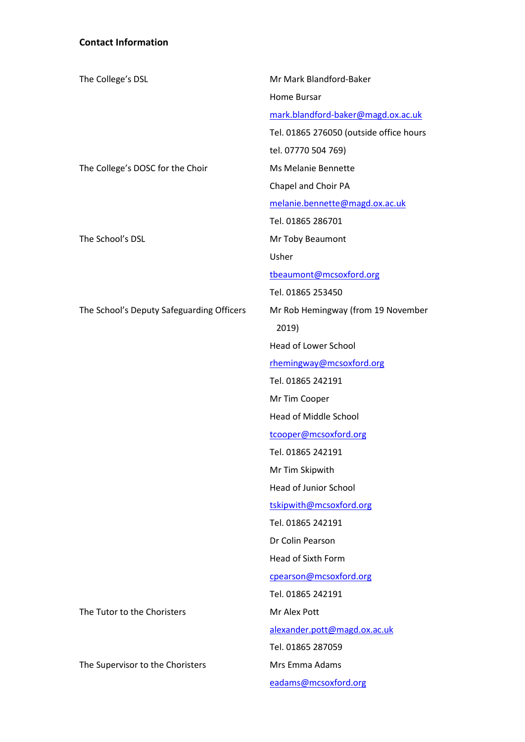**Contact Information**

| | |
|---|---|
| The College's DSL | Mr Mark Blandford-Baker<br>Home Bursar<br>mark.blandford-baker@magd.ox.ac.uk<br>Tel. 01865 276050 (outside office hours tel. 07770 504 769) |
| The College's DOSC for the Choir | Ms Melanie Bennette<br>Chapel and Choir PA<br>melanie.bennette@magd.ox.ac.uk<br>Tel. 01865 286701 |
| The School's DSL | Mr Toby Beaumont<br>Usher<br>tbeaumont@mcsoxford.org<br>Tel. 01865 253450 |
| The School's Deputy Safeguarding Officers | Mr Rob Hemingway (from 19 November 2019)<br>Head of Lower School<br>rhemingway@mcsoxford.org<br>Tel. 01865 242191<br><br>Mr Tim Cooper<br>Head of Middle School<br>tcooper@mcsoxford.org<br>Tel. 01865 242191<br><br>Mr Tim Skipwith<br>Head of Junior School<br>tskipwith@mcsoxford.org<br>Tel. 01865 242191<br><br>Dr Colin Pearson<br>Head of Sixth Form<br>cpearson@mcsoxford.org<br>Tel. 01865 242191 |
| The Tutor to the Choristers | Mr Alex Pott<br>alexander.pott@magd.ox.ac.uk<br>Tel. 01865 287059 |
| The Supervisor to the Choristers | Mrs Emma Adams<br>eadams@mcsoxford.org |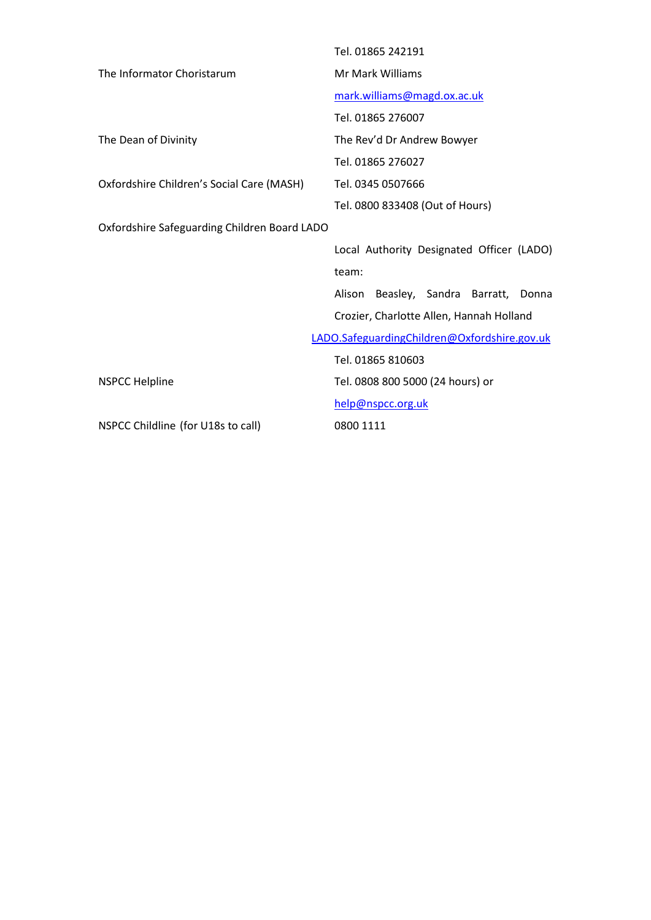| | |
|---|---|
| | Tel. 01865 242191 |
| The Informator Choristarum | Mr Mark Williams |
| | mark.williams@magd.ox.ac.uk |
| | Tel. 01865 276007 |
| The Dean of Divinity | The Rev'd Dr Andrew Bowyer |
| | Tel. 01865 276027 |
| Oxfordshire Children's Social Care (MASH) | Tel. 0345 0507666 |
| | Tel. 0800 833408 (Out of Hours) |
| Oxfordshire Safeguarding Children Board LADO | |
| | Local Authority Designated Officer (LADO) team: |
| | Alison Beasley, Sandra Barratt, Donna Crozier, Charlotte Allen, Hannah Holland |
| | LADO.SafeguardingChildren@Oxfordshire.gov.uk |
| | Tel. 01865 810603 |
| NSPCC Helpline | Tel. 0808 800 5000 (24 hours) or |
| | help@nspcc.org.uk |
| NSPCC Childline (for U18s to call) | 0800 1111 |